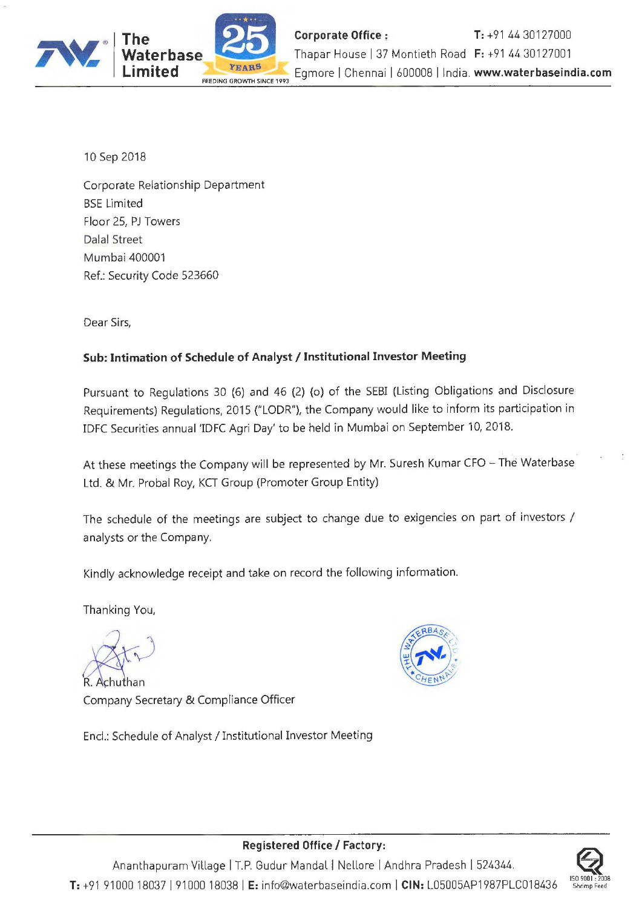10 Sep 2018

Corporate Relationship Department
BSE Limited
Floor 25, PJ Towers
Dalal Street
Mumbai 400001
Ref.: Security Code 523660

Dear Sirs,

**Sub: Intimation of Schedule of Analyst / Institutional Investor Meeting**

Pursuant to Regulations 30 (6) and 46 (2) (o) of the SEBI (Listing Obligations and Disclosure Requirements) Regulations, 2015 ("LODR"), the Company would like to inform its participation in IDFC Securities annual 'IDFC Agri Day' to be held in Mumbai on September 10, 2018.

At these meetings the Company will be represented by Mr. Suresh Kumar CFO – The Waterbase Ltd. & Mr. Probal Roy, KCT Group (Promoter Group Entity)

The schedule of the meetings are subject to change due to exigencies on part of investors / analysts or the Company.

Kindly acknowledge receipt and take on record the following information.

Thanking You,

R. Achuthan
Company Secretary & Compliance Officer

Encl.: Schedule of Analyst / Institutional Investor Meeting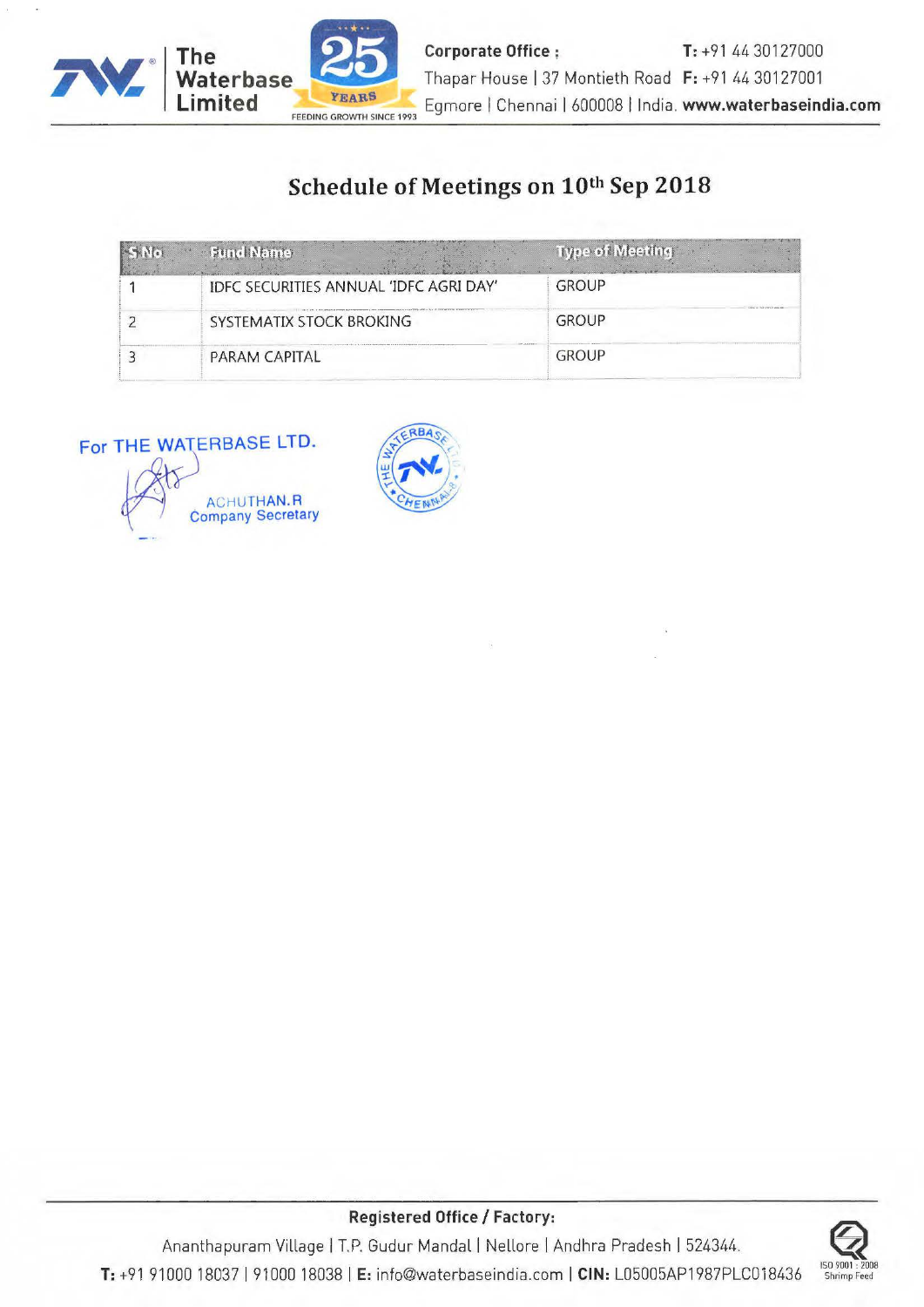# Schedule of Meetings on 10th Sep 2018

| S No | Fund Name | Type of Meeting |
|---|---|---|
| 1 | IDFC SECURITIES ANNUAL 'IDFC AGRI DAY' | GROUP |
| 2 | SYSTEMATIX STOCK BROKING | GROUP |
| 3 | PARAM CAPITAL | GROUP |

For THE WATERBASE LTD.

ACHUTHAN.R
Company Secretary